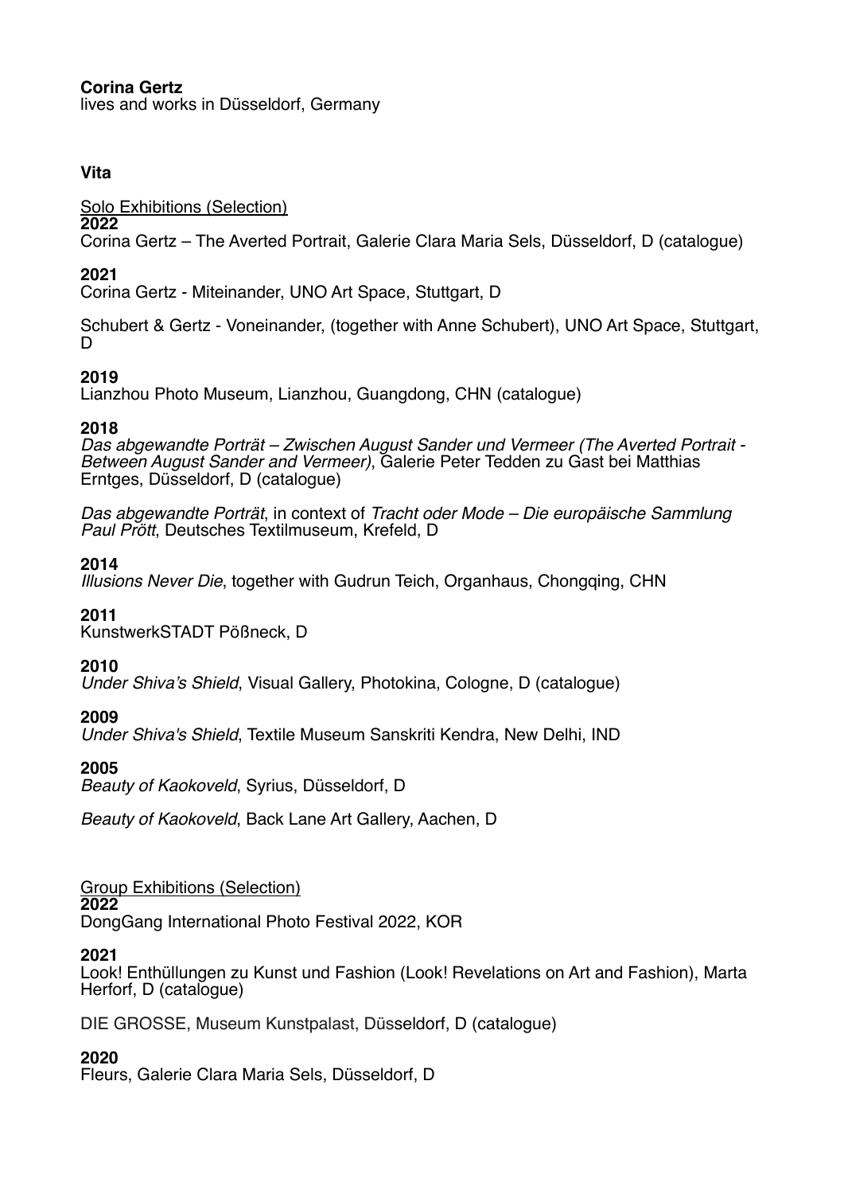**Corina Gertz**
lives and works in Düsseldorf, Germany

**Vita**

Solo Exhibitions (Selection)

**2022**
Corina Gertz – The Averted Portrait, Galerie Clara Maria Sels, Düsseldorf, D (catalogue)

**2021**
Corina Gertz - Miteinander, UNO Art Space, Stuttgart, D

Schubert & Gertz - Voneinander, (together with Anne Schubert), UNO Art Space, Stuttgart, D

**2019**
Lianzhou Photo Museum, Lianzhou, Guangdong, CHN (catalogue)

**2018**
*Das abgewandte Porträt – Zwischen August Sander und Vermeer (The Averted Portrait - Between August Sander and Vermeer)*, Galerie Peter Tedden zu Gast bei Matthias Erntges, Düsseldorf, D (catalogue)

*Das abgewandte Porträt*, in context of *Tracht oder Mode – Die europäische Sammlung Paul Prött*, Deutsches Textilmuseum, Krefeld, D

**2014**
*Illusions Never Die*, together with Gudrun Teich, Organhaus, Chongqing, CHN

**2011**
KunstwerkSTADT Pößneck, D

**2010**
*Under Shiva's Shield*, Visual Gallery, Photokina, Cologne, D (catalogue)

**2009**
*Under Shiva's Shield*, Textile Museum Sanskriti Kendra, New Delhi, IND

**2005**
*Beauty of Kaokoveld*, Syrius, Düsseldorf, D

*Beauty of Kaokoveld*, Back Lane Art Gallery, Aachen, D

Group Exhibitions (Selection)

**2022**
DongGang International Photo Festival 2022, KOR

**2021**
Look! Enthüllungen zu Kunst und Fashion (Look! Revelations on Art and Fashion), Marta Herford, D (catalogue)

DIE GROSSE, Museum Kunstpalast, Düsseldorf, D (catalogue)

**2020**
Fleurs, Galerie Clara Maria Sels, Düsseldorf, D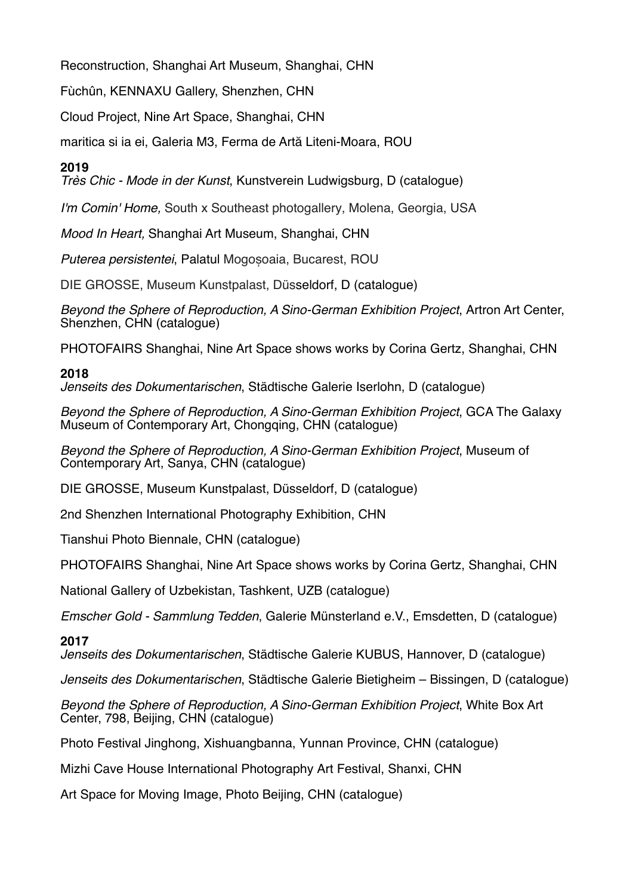Reconstruction, Shanghai Art Museum, Shanghai, CHN

Fùchûn, KENNAXU Gallery, Shenzhen, CHN

Cloud Project, Nine Art Space, Shanghai, CHN

maritica si ia ei, Galeria M3, Ferma de Artă Liteni-Moara, ROU

**2019**
*Très Chic - Mode in der Kunst*, Kunstverein Ludwigsburg, D (catalogue)

*I'm Comin' Home,* South x Southeast photogallery, Molena, Georgia, USA

*Mood In Heart,* Shanghai Art Museum, Shanghai, CHN

*Puterea persistentei*, Palatul Mogoșoaia, Bucarest, ROU

DIE GROSSE, Museum Kunstpalast, Düsseldorf, D (catalogue)

*Beyond the Sphere of Reproduction, A Sino-German Exhibition Project*, Artron Art Center, Shenzhen, CHN (catalogue)

PHOTOFAIRS Shanghai, Nine Art Space shows works by Corina Gertz, Shanghai, CHN

**2018**
*Jenseits des Dokumentarischen*, Städtische Galerie Iserlohn, D (catalogue)

*Beyond the Sphere of Reproduction, A Sino-German Exhibition Project*, GCA The Galaxy Museum of Contemporary Art, Chongqing, CHN (catalogue)

*Beyond the Sphere of Reproduction, A Sino-German Exhibition Project*, Museum of Contemporary Art, Sanya, CHN (catalogue)

DIE GROSSE, Museum Kunstpalast, Düsseldorf, D (catalogue)

2nd Shenzhen International Photography Exhibition, CHN

Tianshui Photo Biennale, CHN (catalogue)

PHOTOFAIRS Shanghai, Nine Art Space shows works by Corina Gertz, Shanghai, CHN

National Gallery of Uzbekistan, Tashkent, UZB (catalogue)

*Emscher Gold - Sammlung Tedden*, Galerie Münsterland e.V., Emsdetten, D (catalogue)

**2017**
*Jenseits des Dokumentarischen*, Städtische Galerie KUBUS, Hannover, D (catalogue)

*Jenseits des Dokumentarischen*, Städtische Galerie Bietigheim – Bissingen, D (catalogue)

*Beyond the Sphere of Reproduction, A Sino-German Exhibition Project*, White Box Art Center, 798, Beijing, CHN (catalogue)

Photo Festival Jinghong, Xishuangbanna, Yunnan Province, CHN (catalogue)

Mizhi Cave House International Photography Art Festival, Shanxi, CHN

Art Space for Moving Image, Photo Beijing, CHN (catalogue)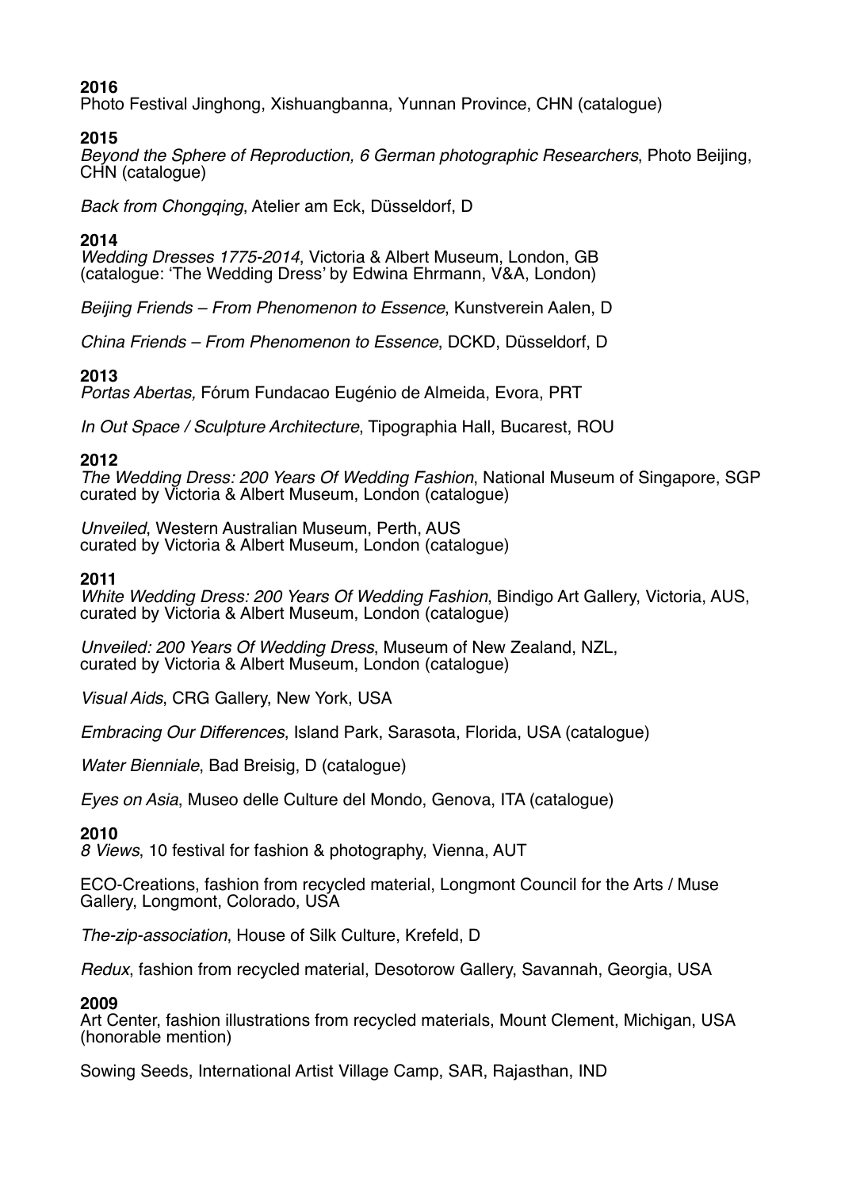**2016**
Photo Festival Jinghong, Xishuangbanna, Yunnan Province, CHN (catalogue)

**2015**
*Beyond the Sphere of Reproduction, 6 German photographic Researchers*, Photo Beijing, CHN (catalogue)

*Back from Chongqing*, Atelier am Eck, Düsseldorf, D

**2014**
*Wedding Dresses 1775-2014*, Victoria & Albert Museum, London, GB
(catalogue: 'The Wedding Dress' by Edwina Ehrmann, V&A, London)

*Beijing Friends – From Phenomenon to Essence*, Kunstverein Aalen, D

*China Friends – From Phenomenon to Essence*, DCKD, Düsseldorf, D

**2013**
*Portas Abertas,* Fórum Fundacao Eugénio de Almeida, Evora, PRT

*In Out Space / Sculpture Architecture*, Tipographia Hall, Bucarest, ROU

**2012**
*The Wedding Dress: 200 Years Of Wedding Fashion*, National Museum of Singapore, SGP
curated by Victoria & Albert Museum, London (catalogue)

*Unveiled*, Western Australian Museum, Perth, AUS
curated by Victoria & Albert Museum, London (catalogue)

**2011**
*White Wedding Dress: 200 Years Of Wedding Fashion*, Bindigo Art Gallery, Victoria, AUS, curated by Victoria & Albert Museum, London (catalogue)

*Unveiled: 200 Years Of Wedding Dress*, Museum of New Zealand, NZL,
curated by Victoria & Albert Museum, London (catalogue)

*Visual Aids*, CRG Gallery, New York, USA

*Embracing Our Differences*, Island Park, Sarasota, Florida, USA (catalogue)

*Water Bienniale*, Bad Breisig, D (catalogue)

*Eyes on Asia*, Museo delle Culture del Mondo, Genova, ITA (catalogue)

**2010**
*8 Views*, 10 festival for fashion & photography, Vienna, AUT

ECO-Creations, fashion from recycled material, Longmont Council for the Arts / Muse Gallery, Longmont, Colorado, USA

*The-zip-association*, House of Silk Culture, Krefeld, D

*Redux*, fashion from recycled material, Desotorow Gallery, Savannah, Georgia, USA

**2009**
Art Center, fashion illustrations from recycled materials, Mount Clement, Michigan, USA (honorable mention)

Sowing Seeds, International Artist Village Camp, SAR, Rajasthan, IND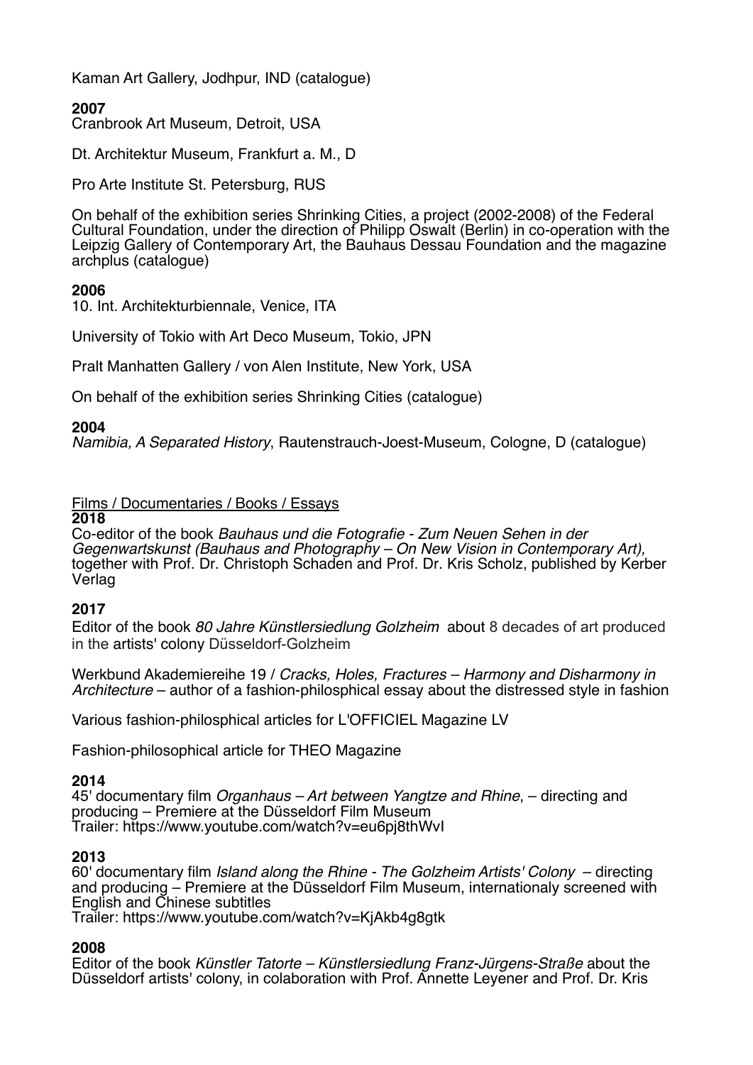Kaman Art Gallery, Jodhpur, IND (catalogue)

**2007**
Cranbrook Art Museum, Detroit, USA

Dt. Architektur Museum, Frankfurt a. M., D

Pro Arte Institute St. Petersburg, RUS

On behalf of the exhibition series Shrinking Cities, a project (2002-2008) of the Federal Cultural Foundation, under the direction of Philipp Oswalt (Berlin) in co-operation with the Leipzig Gallery of Contemporary Art, the Bauhaus Dessau Foundation and the magazine archplus (catalogue)

**2006**
10. Int. Architekturbiennale, Venice, ITA

University of Tokio with Art Deco Museum, Tokio, JPN

Pralt Manhatten Gallery / von Alen Institute, New York, USA

On behalf of the exhibition series Shrinking Cities (catalogue)

**2004**
*Namibia, A Separated History*, Rautenstrauch-Joest-Museum, Cologne, D (catalogue)

Films / Documentaries / Books / Essays

**2018**
Co-editor of the book *Bauhaus und die Fotografie - Zum Neuen Sehen in der Gegenwartskunst (Bauhaus and Photography – On New Vision in Contemporary Art),* together with Prof. Dr. Christoph Schaden and Prof. Dr. Kris Scholz, published by Kerber Verlag

**2017**
Editor of the book *80 Jahre Künstlersiedlung Golzheim* about 8 decades of art produced in the artists' colony Düsseldorf-Golzheim

Werkbund Akademiereihe 19 / *Cracks, Holes, Fractures – Harmony and Disharmony in Architecture* – author of a fashion-philosphical essay about the distressed style in fashion

Various fashion-philosphical articles for L'OFFICIEL Magazine LV

Fashion-philosophical article for THEO Magazine

**2014**
45' documentary film *Organhaus – Art between Yangtze and Rhine*, – directing and producing – Premiere at the Düsseldorf Film Museum
Trailer: https://www.youtube.com/watch?v=eu6pj8thWvI

**2013**
60' documentary film *Island along the Rhine - The Golzheim Artists' Colony* – directing and producing – Premiere at the Düsseldorf Film Museum, internationaly screened with English and Chinese subtitles
Trailer: https://www.youtube.com/watch?v=KjAkb4g8gtk

**2008**
Editor of the book *Künstler Tatorte – Künstlersiedlung Franz-Jürgens-Straße* about the Düsseldorf artists' colony, in colaboration with Prof. Annette Leyener and Prof. Dr. Kris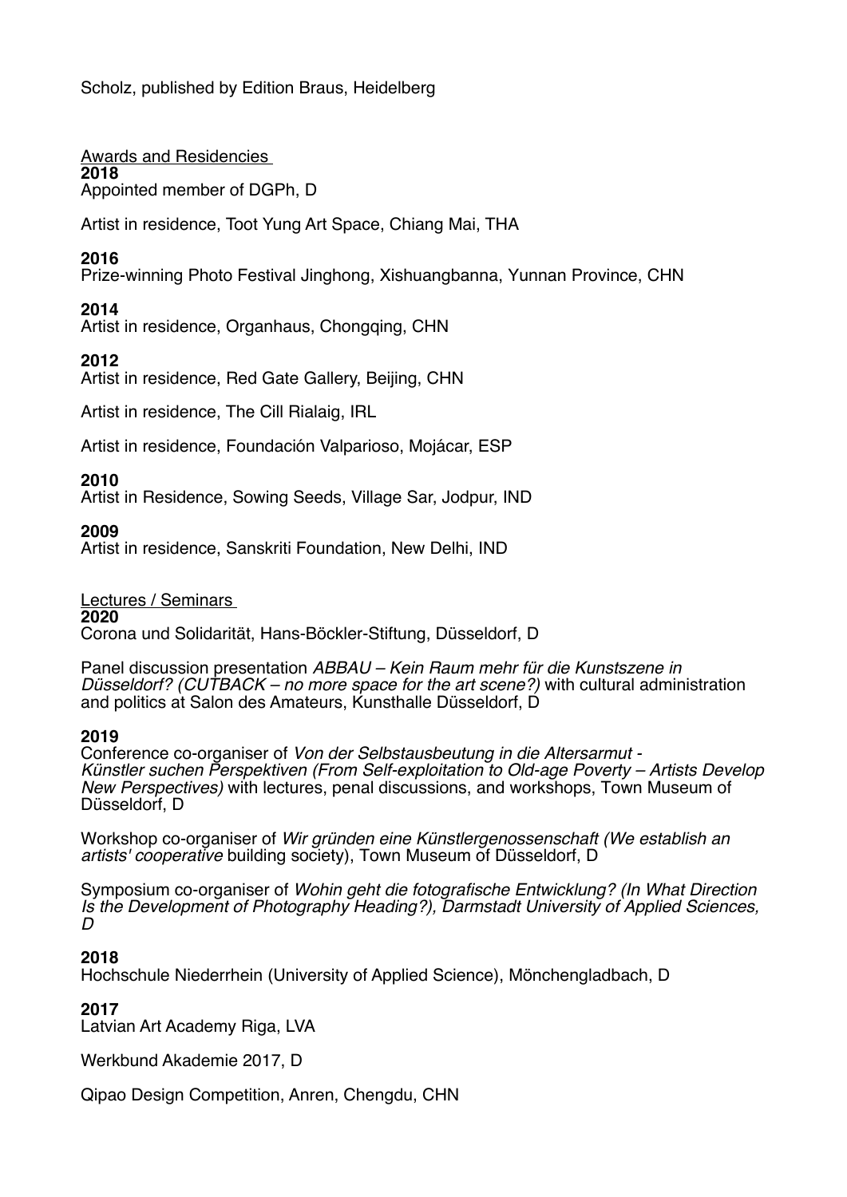Scholz, published by Edition Braus, Heidelberg

Awards and Residencies

**2018**
Appointed member of DGPh, D

Artist in residence, Toot Yung Art Space, Chiang Mai, THA

**2016**
Prize-winning Photo Festival Jinghong, Xishuangbanna, Yunnan Province, CHN

**2014**
Artist in residence, Organhaus, Chongqing, CHN

**2012**
Artist in residence, Red Gate Gallery, Beijing, CHN

Artist in residence, The Cill Rialaig, IRL

Artist in residence, Foundación Valparioso, Mojácar, ESP

**2010**
Artist in Residence, Sowing Seeds, Village Sar, Jodpur, IND

**2009**
Artist in residence, Sanskriti Foundation, New Delhi, IND

Lectures / Seminars

**2020**
Corona und Solidarität, Hans-Böckler-Stiftung, Düsseldorf, D

Panel discussion presentation *ABBAU – Kein Raum mehr für die Kunstszene in Düsseldorf? (CUTBACK – no more space for the art scene?)* with cultural administration and politics at Salon des Amateurs, Kunsthalle Düsseldorf, D

**2019**
Conference co-organiser of *Von der Selbstausbeutung in die Altersarmut - Künstler suchen Perspektiven (From Self-exploitation to Old-age Poverty – Artists Develop New Perspectives)* with lectures, penal discussions, and workshops, Town Museum of Düsseldorf, D

Workshop co-organiser of *Wir gründen eine Künstlergenossenschaft (We establish an artists' cooperative* building society), Town Museum of Düsseldorf, D

Symposium co-organiser of *Wohin geht die fotografische Entwicklung? (In What Direction Is the Development of Photography Heading?), Darmstadt University of Applied Sciences, D*

**2018**
Hochschule Niederrhein (University of Applied Science), Mönchengladbach, D

**2017**
Latvian Art Academy Riga, LVA

Werkbund Akademie 2017, D

Qipao Design Competition, Anren, Chengdu, CHN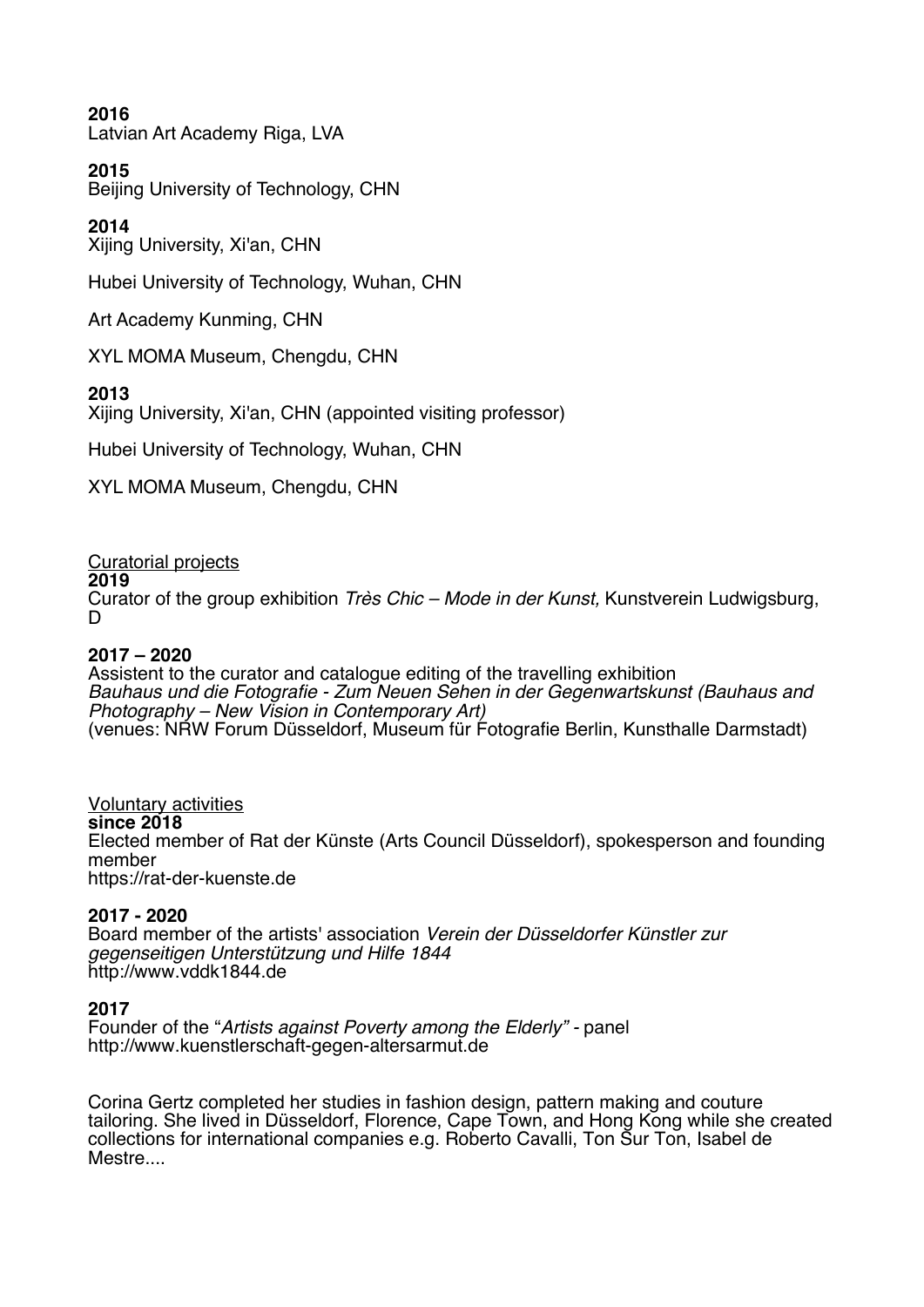**2016**
Latvian Art Academy Riga, LVA

**2015**
Beijing University of Technology, CHN

**2014**
Xijing University, Xi'an, CHN

Hubei University of Technology, Wuhan, CHN

Art Academy Kunming, CHN

XYL MOMA Museum, Chengdu, CHN

**2013**
Xijing University, Xi'an, CHN (appointed visiting professor)

Hubei University of Technology, Wuhan, CHN

XYL MOMA Museum, Chengdu, CHN

Curatorial projects

**2019**
Curator of the group exhibition *Très Chic – Mode in der Kunst,* Kunstverein Ludwigsburg, D

**2017 – 2020**
Assistent to the curator and catalogue editing of the travelling exhibition *Bauhaus und die Fotografie - Zum Neuen Sehen in der Gegenwartskunst (Bauhaus and Photography – New Vision in Contemporary Art)*
(venues: NRW Forum Düsseldorf, Museum für Fotografie Berlin, Kunsthalle Darmstadt)

Voluntary activities

**since 2018**
Elected member of Rat der Künste (Arts Council Düsseldorf), spokesperson and founding member
https://rat-der-kuenste.de

**2017 - 2020**
Board member of the artists' association *Verein der Düsseldorfer Künstler zur gegenseitigen Unterstützung und Hilfe 1844*
http://www.vddk1844.de

**2017**
Founder of the "*Artists against Poverty among the Elderly"* - panel
http://www.kuenstlerschaft-gegen-altersarmut.de

Corina Gertz completed her studies in fashion design, pattern making and couture tailoring. She lived in Düsseldorf, Florence, Cape Town, and Hong Kong while she created collections for international companies e.g. Roberto Cavalli, Ton Sur Ton, Isabel de Mestre....